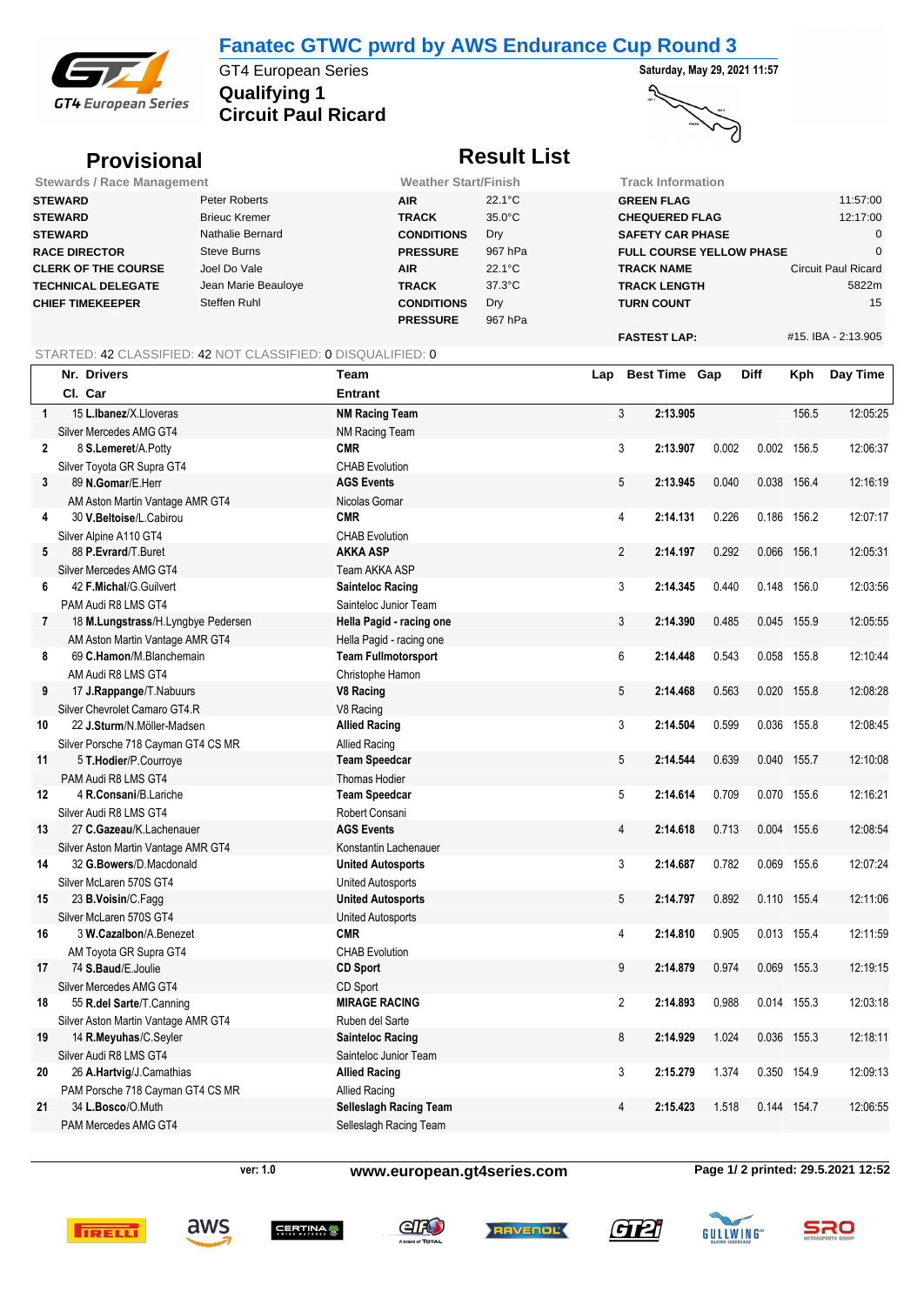# Fanatec GTWC pwrd by AWS Endurance Cup Round 3

GT4 European Series

**Qualifying 1**

**Circuit Paul Ricard**

**Saturday, May 29, 2021 11:57**

## Provisional

## Result List

| Stewards / Race Management | |
|---|---|
| **STEWARD** | Peter Roberts |
| **STEWARD** | Brieuc Kremer |
| **STEWARD** | Nathalie Bernard |
| **RACE DIRECTOR** | Steve Burns |
| **CLERK OF THE COURSE** | Joel Do Vale |
| **TECHNICAL DELEGATE** | Jean Marie Beauloye |
| **CHIEF TIMEKEEPER** | Steffen Ruhl |

| Weather Start/Finish | |
|---|---|
| **AIR** | 22.1°C |
| **TRACK** | 35.0°C |
| **CONDITIONS** | Dry |
| **PRESSURE** | 967 hPa |
| **AIR** | 22.1°C |
| **TRACK** | 37.3°C |
| **CONDITIONS** | Dry |
| **PRESSURE** | 967 hPa |

| Track Information | |
|---|---|
| **GREEN FLAG** | 11:57:00 |
| **CHEQUERED FLAG** | 12:17:00 |
| **SAFETY CAR PHASE** | 0 |
| **FULL COURSE YELLOW PHASE** | 0 |
| **TRACK NAME** | Circuit Paul Ricard |
| **TRACK LENGTH** | 5822m |
| **TURN COUNT** | 15 |
| **FASTEST LAP:** | #15. IBA - 2:13.905 |

STARTED: 42 CLASSIFIED: 42 NOT CLASSIFIED: 0 DISQUALIFIED: 0

| | Nr. Drivers / Cl. Car | Team / Entrant | Lap | Best Time | Gap | Diff | Kph | Day Time |
|---|---|---|---|---|---|---|---|---|
| 1 | 15 **L.Ibanez**/X.Lloveras<br>Silver Mercedes AMG GT4 | **NM Racing Team**<br>NM Racing Team | 3 | **2:13.905** | | | 156.5 | 12:05:25 |
| 2 | 8 **S.Lemeret**/A.Potty<br>Silver Toyota GR Supra GT4 | **CMR**<br>CHAB Evolution | 3 | **2:13.907** | 0.002 | 0.002 | 156.5 | 12:06:37 |
| 3 | 89 **N.Gomar**/E.Herr<br>AM Aston Martin Vantage AMR GT4 | **AGS Events**<br>Nicolas Gomar | 5 | **2:13.945** | 0.040 | 0.038 | 156.4 | 12:16:19 |
| 4 | 30 **V.Beltoise**/L.Cabirou<br>Silver Alpine A110 GT4 | **CMR**<br>CHAB Evolution | 4 | **2:14.131** | 0.226 | 0.186 | 156.2 | 12:07:17 |
| 5 | 88 **P.Evrard**/T.Buret<br>Silver Mercedes AMG GT4 | **AKKA ASP**<br>Team AKKA ASP | 2 | **2:14.197** | 0.292 | 0.066 | 156.1 | 12:05:31 |
| 6 | 42 **F.Michal**/G.Guilvert<br>PAM Audi R8 LMS GT4 | **Sainteloc Racing**<br>Sainteloc Junior Team | 3 | **2:14.345** | 0.440 | 0.148 | 156.0 | 12:03:56 |
| 7 | 18 **M.Lungstrass**/H.Lyngbye Pedersen<br>AM Aston Martin Vantage AMR GT4 | **Hella Pagid - racing one**<br>Hella Pagid - racing one | 3 | **2:14.390** | 0.485 | 0.045 | 155.9 | 12:05:55 |
| 8 | 69 **C.Hamon**/M.Blanchemain<br>AM Audi R8 LMS GT4 | **Team Fullmotorsport**<br>Christophe Hamon | 6 | **2:14.448** | 0.543 | 0.058 | 155.8 | 12:10:44 |
| 9 | 17 **J.Rappange**/T.Naburs<br>Silver Chevrolet Camaro GT4.R | **V8 Racing**<br>V8 Racing | 5 | **2:14.468** | 0.563 | 0.020 | 155.8 | 12:08:28 |
| 10 | 22 **J.Sturm**/N.Möller-Madsen<br>Silver Porsche 718 Cayman GT4 CS MR | **Allied Racing**<br>Allied Racing | 3 | **2:14.504** | 0.599 | 0.036 | 155.8 | 12:08:45 |
| 11 | 5 **T.Hodier**/P.Courroye<br>PAM Audi R8 LMS GT4 | **Team Speedcar**<br>Thomas Hodier | 5 | **2:14.544** | 0.639 | 0.040 | 155.7 | 12:10:08 |
| 12 | 4 **R.Consani**/B.Lariche<br>Silver Audi R8 LMS GT4 | **Team Speedcar**<br>Robert Consani | 5 | **2:14.614** | 0.709 | 0.070 | 155.6 | 12:16:21 |
| 13 | 27 **C.Gazeau**/K.Lachenauer<br>Silver Aston Martin Vantage AMR GT4 | **AGS Events**<br>Konstantin Lachenauer | 4 | **2:14.618** | 0.713 | 0.004 | 155.6 | 12:08:54 |
| 14 | 32 **G.Bowers**/D.Macdonald<br>Silver McLaren 570S GT4 | **United Autosports**<br>United Autosports | 3 | **2:14.687** | 0.782 | 0.069 | 155.6 | 12:07:24 |
| 15 | 23 **B.Voisin**/C.Fagg<br>Silver McLaren 570S GT4 | **United Autosports**<br>United Autosports | 5 | **2:14.797** | 0.892 | 0.110 | 155.4 | 12:11:06 |
| 16 | 3 **W.Cazalbon**/A.Benezet<br>AM Toyota GR Supra GT4 | **CMR**<br>CHAB Evolution | 4 | **2:14.810** | 0.905 | 0.013 | 155.4 | 12:11:59 |
| 17 | 74 **S.Baud**/E.Joulie<br>Silver Mercedes AMG GT4 | **CD Sport**<br>CD Sport | 9 | **2:14.879** | 0.974 | 0.069 | 155.3 | 12:19:15 |
| 18 | 55 **R.del Sarte**/T.Canning<br>Silver Aston Martin Vantage AMR GT4 | **MIRAGE RACING**<br>Ruben del Sarte | 2 | **2:14.893** | 0.988 | 0.014 | 155.3 | 12:03:18 |
| 19 | 14 **R.Meyuhas**/C.Seyler<br>Silver Audi R8 LMS GT4 | **Sainteloc Racing**<br>Sainteloc Junior Team | 8 | **2:14.929** | 1.024 | 0.036 | 155.3 | 12:18:11 |
| 20 | 26 **A.Hartvig**/J.Camathias<br>PAM Porsche 718 Cayman GT4 CS MR | **Allied Racing**<br>Allied Racing | 3 | **2:15.279** | 1.374 | 0.350 | 154.9 | 12:09:13 |
| 21 | 34 **L.Bosco**/O.Muth<br>PAM Mercedes AMG GT4 | **Selleslagh Racing Team**<br>Selleslagh Racing Team | 4 | **2:15.423** | 1.518 | 0.144 | 154.7 | 12:06:55 |

ver: 1.0 **www.european.gt4series.com** **Page 1/ 2 printed: 29.5.2021 12:52**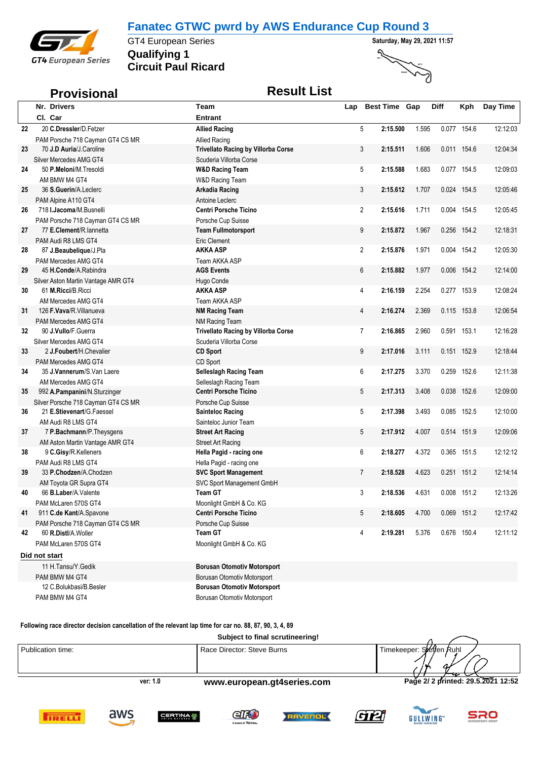# Fanatec GTWC pwrd by AWS Endurance Cup Round 3

GT4 European Series

**Qualifying 1**

**Circuit Paul Ricard**

Saturday, May 29, 2021 11:57

## Provisional — Result List

| | Nr. Drivers / Cl. Car | Team / Entrant | Lap | Best Time | Gap | Diff | Kph | Day Time |
|---|---|---|---|---|---|---|---|---|
| 22 | 20 **C.Dressler**/D.Fetzer<br>PAM Porsche 718 Cayman GT4 CS MR | **Allied Racing**<br>Allied Racing | 5 | **2:15.500** | 1.595 | 0.077 | 154.6 | 12:12:03 |
| 23 | 70 **J.D Auria**/J.Caroline<br>Silver Mercedes AMG GT4 | **Trivellato Racing by Villorba Corse**<br>Scuderia Villorba Corse | 3 | **2:15.511** | 1.606 | 0.011 | 154.6 | 12:04:34 |
| 24 | 50 **P.Meloni**/M.Tresoldi<br>AM BMW M4 GT4 | **W&D Racing Team**<br>W&D Racing Team | 5 | **2:15.588** | 1.683 | 0.077 | 154.5 | 12:09:03 |
| 25 | 36 **S.Guerin**/A.Leclerc<br>PAM Alpine A110 GT4 | **Arkadia Racing**<br>Antoine Leclerc | 3 | **2:15.612** | 1.707 | 0.024 | 154.5 | 12:05:46 |
| 26 | 718 **I.Jacoma**/M.Busnelli<br>PAM Porsche 718 Cayman GT4 CS MR | **Centri Porsche Ticino**<br>Porsche Cup Suisse | 2 | **2:15.616** | 1.711 | 0.004 | 154.5 | 12:05:45 |
| 27 | 77 **E.Clement**/R.Iannetta<br>PAM Audi R8 LMS GT4 | **Team Fullmotorsport**<br>Eric Clement | 9 | **2:15.872** | 1.967 | 0.256 | 154.2 | 12:18:31 |
| 28 | 87 **J.Beaubelique**/J.Pla<br>PAM Mercedes AMG GT4 | **AKKA ASP**<br>Team AKKA ASP | 2 | **2:15.876** | 1.971 | 0.004 | 154.2 | 12:05:30 |
| 29 | 45 **H.Conde**/A.Rabindra<br>Silver Aston Martin Vantage AMR GT4 | **AGS Events**<br>Hugo Conde | 6 | **2:15.882** | 1.977 | 0.006 | 154.2 | 12:14:00 |
| 30 | 61 **M.Ricci**/B.Ricci<br>AM Mercedes AMG GT4 | **AKKA ASP**<br>Team AKKA ASP | 4 | **2:16.159** | 2.254 | 0.277 | 153.9 | 12:08:24 |
| 31 | 126 **F.Vava**/R.Villanueva<br>PAM Mercedes AMG GT4 | **NM Racing Team**<br>NM Racing Team | 4 | **2:16.274** | 2.369 | 0.115 | 153.8 | 12:06:54 |
| 32 | 90 **J.Vullo**/F.Guerra<br>Silver Mercedes AMG GT4 | **Trivellato Racing by Villorba Corse**<br>Scuderia Villorba Corse | 7 | **2:16.865** | 2.960 | 0.591 | 153.1 | 12:16:28 |
| 33 | 2 **J.Foubert**/H.Chevalier<br>PAM Mercedes AMG GT4 | **CD Sport**<br>CD Sport | 9 | **2:17.016** | 3.111 | 0.151 | 152.9 | 12:18:44 |
| 34 | 35 **J.Vannerum**/S.Van Laere<br>AM Mercedes AMG GT4 | **Selleslagh Racing Team**<br>Selleslagh Racing Team | 6 | **2:17.275** | 3.370 | 0.259 | 152.6 | 12:11:38 |
| 35 | 992 **A.Pampanini**/N.Sturzinger<br>Silver Porsche 718 Cayman GT4 CS MR | **Centri Porsche Ticino**<br>Porsche Cup Suisse | 5 | **2:17.313** | 3.408 | 0.038 | 152.6 | 12:09:00 |
| 36 | 21 **E.Stievenart**/G.Faessel<br>AM Audi R8 LMS GT4 | **Sainteloc Racing**<br>Sainteloc Junior Team | 5 | **2:17.398** | 3.493 | 0.085 | 152.5 | 12:10:00 |
| 37 | 7 **P.Bachmann**/P.Theysgens<br>AM Aston Martin Vantage AMR GT4 | **Street Art Racing**<br>Street Art Racing | 5 | **2:17.912** | 4.007 | 0.514 | 151.9 | 12:09:06 |
| 38 | 9 **C.Gisy**/R.Kelleners<br>PAM Audi R8 LMS GT4 | **Hella Pagid - racing one**<br>Hella Pagid - racing one | 6 | **2:18.277** | 4.372 | 0.365 | 151.5 | 12:12:12 |
| 39 | 33 **P.Chodzen**/A.Chodzen<br>AM Toyota GR Supra GT4 | **SVC Sport Management**<br>SVC Sport Management GmbH | 7 | **2:18.528** | 4.623 | 0.251 | 151.2 | 12:14:14 |
| 40 | 66 **B.Laber**/A.Valente<br>PAM McLaren 570S GT4 | **Team GT**<br>Moonlight GmbH & Co. KG | 3 | **2:18.536** | 4.631 | 0.008 | 151.2 | 12:13:26 |
| 41 | 911 **C.de Kant**/A.Spavone<br>PAM Porsche 718 Cayman GT4 CS MR | **Centri Porsche Ticino**<br>Porsche Cup Suisse | 5 | **2:18.605** | 4.700 | 0.069 | 151.2 | 12:17:42 |
| 42 | 60 **R.Distl**/A.Woller<br>PAM McLaren 570S GT4 | **Team GT**<br>Moonlight GmbH & Co. KG | 4 | **2:19.281** | 5.376 | 0.676 | 150.4 | 12:11:12 |

**Did not start**

| | Nr. Drivers / Cl. Car | Team / Entrant |
|---|---|---|
| | 11 H.Tansu/Y.Gedik<br>PAM BMW M4 GT4 | **Borusan Otomotiv Motorsport**<br>Borusan Otomotiv Motorsport |
| | 12 C.Bolukbasi/B.Besler<br>PAM BMW M4 GT4 | **Borusan Otomotiv Motorsport**<br>Borusan Otomotiv Motorsport |

**Following race director decision cancellation of the relevant lap time for car no. 88, 87, 90, 3, 4, 89**

**Subject to final scrutineering!**

| Publication time: | Race Director: Steve Burns | Timekeeper: Steffen Ruhl |
|---|---|---|

ver: 1.0

**www.european.gt4series.com**

printed: 29.5.2021 12:52